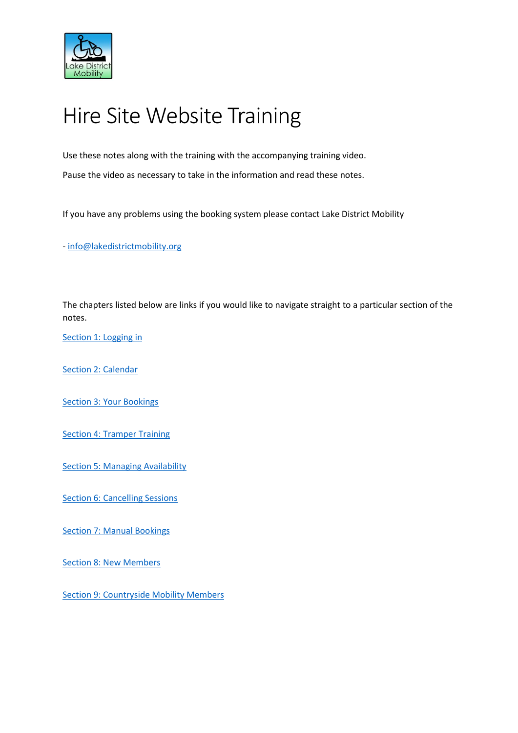# Hire Site Website Training

Use these notes along with the training with the accompanying training video.

Pause the video as necessary to take in the information and read these notes.

If you have any problems using the booking system please contact Lake District Mobility

- [info@lakedistrictmobility.org](mailto:info@lakedistrictmobility.org)

The chapters listed below are links if you would like to navigate straight to a particular section of the notes.

Section 1: Logging in

Section 2: Calendar

Section 3: Your Bookings

Section 4: Tramper Training

Section 5: Managing Availability

Section 6: Cancelling Sessions

Section 7: Manual Bookings

Section 8: New Members

Section 9: Countryside Mobility Members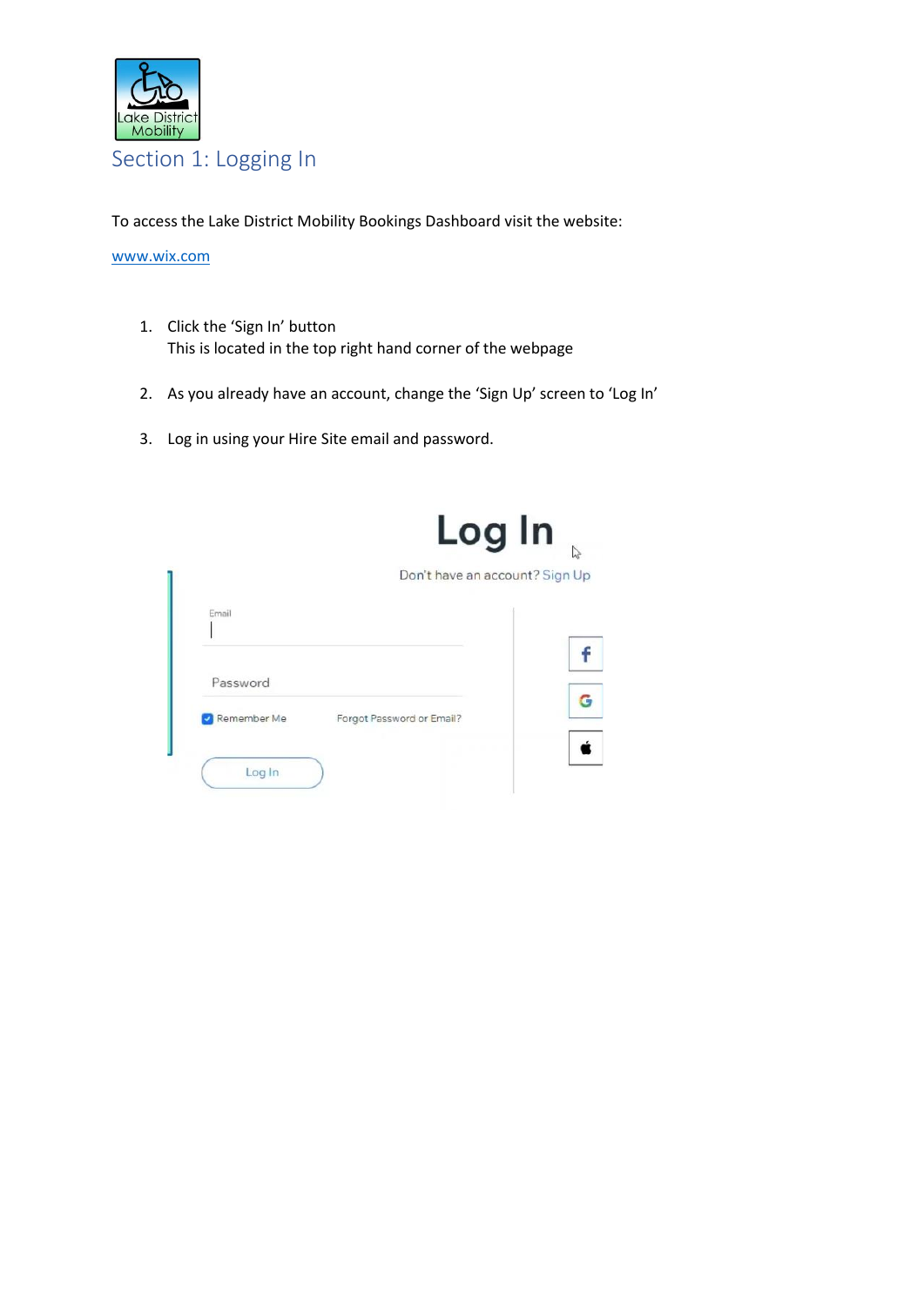# Section 1: Logging In

To access the Lake District Mobility Bookings Dashboard visit the website:

www.wix.com

1. Click the 'Sign In' button
   This is located in the top right hand corner of the webpage

2. As you already have an account, change the 'Sign Up' screen to 'Log In'

3. Log in using your Hire Site email and password.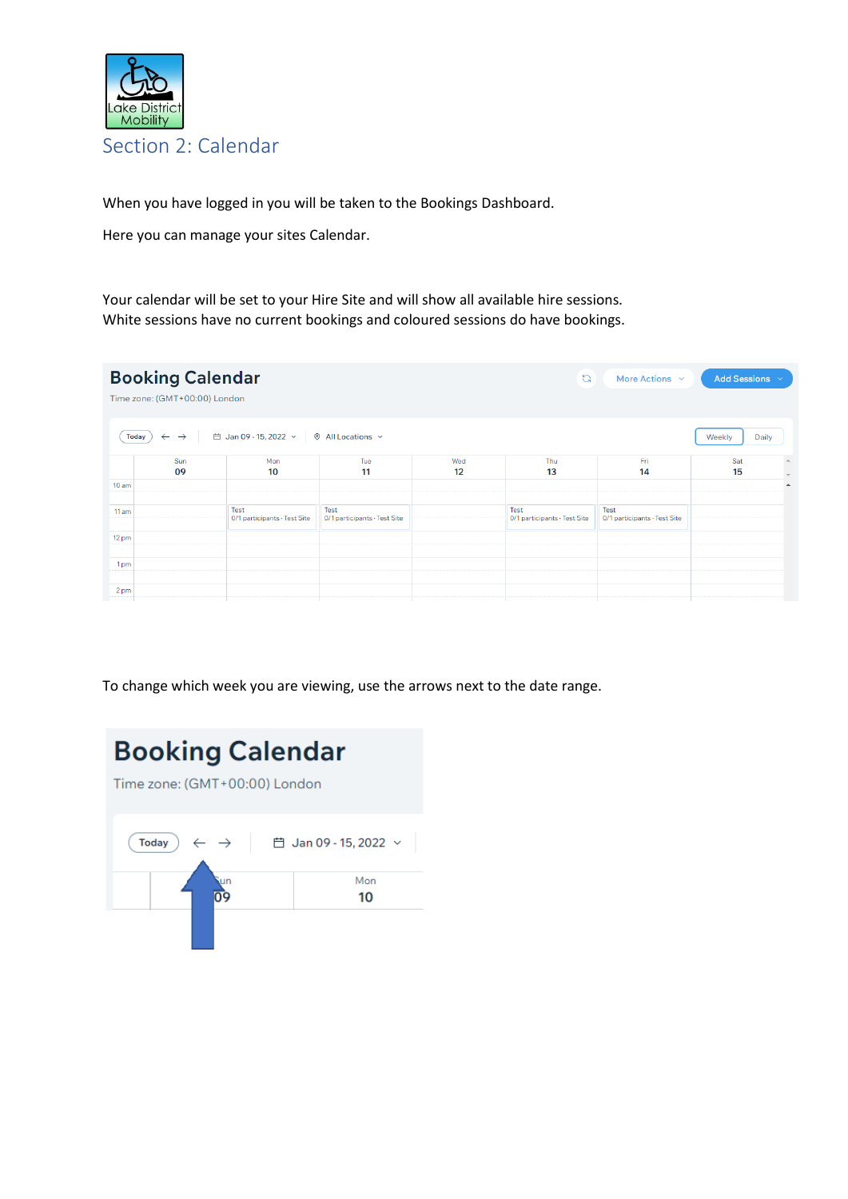# Section 2: Calendar

When you have logged in you will be taken to the Bookings Dashboard.

Here you can manage your sites Calendar.

Your calendar will be set to your Hire Site and will show all available hire sessions.
White sessions have no current bookings and coloured sessions do have bookings.

To change which week you are viewing, use the arrows next to the date range.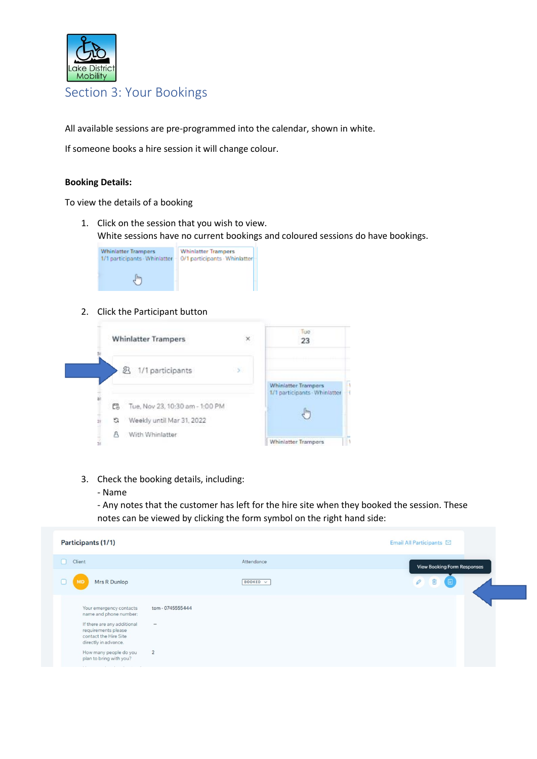## Section 3: Your Bookings

All available sessions are pre-programmed into the calendar, shown in white.

If someone books a hire session it will change colour.

**Booking Details:**

To view the details of a booking

1. Click on the session that you wish to view.
   White sessions have no current bookings and coloured sessions do have bookings.

2. Click the Participant button

3. Check the booking details, including:
   - Name
   - Any notes that the customer has left for the hire site when they booked the session. These notes can be viewed by clicking the form symbol on the right hand side: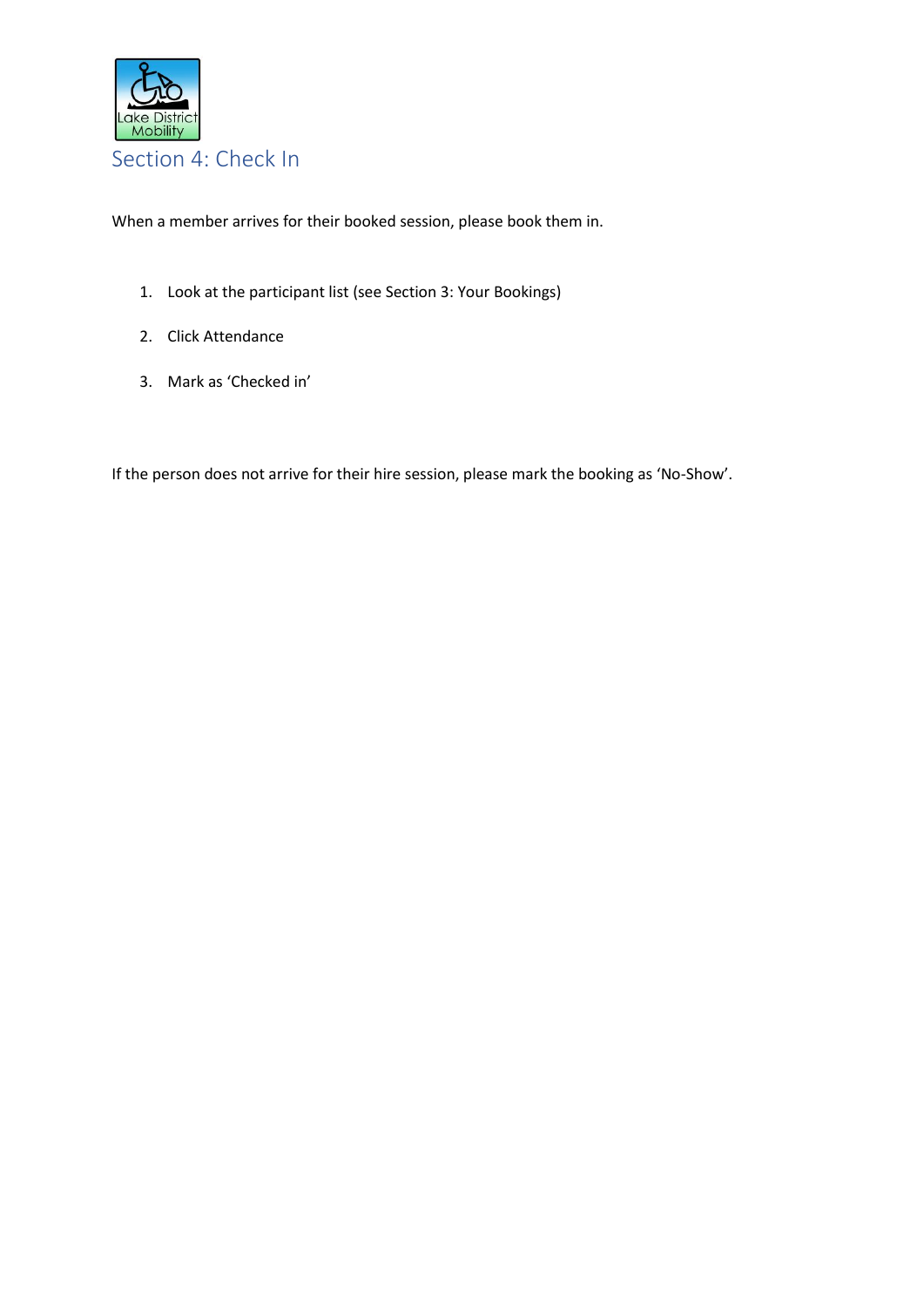## Section 4: Check In

When a member arrives for their booked session, please book them in.

1. Look at the participant list (see Section 3: Your Bookings)
2. Click Attendance
3. Mark as 'Checked in'

If the person does not arrive for their hire session, please mark the booking as 'No-Show'.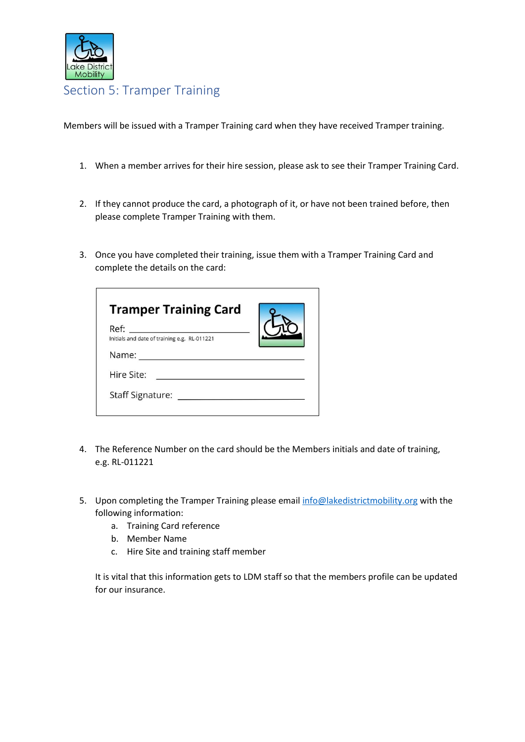# Section 5: Tramper Training

Members will be issued with a Tramper Training card when they have received Tramper training.

1. When a member arrives for their hire session, please ask to see their Tramper Training Card.

2. If they cannot produce the card, a photograph of it, or have not been trained before, then please complete Tramper Training with them.

3. Once you have completed their training, issue them with a Tramper Training Card and complete the details on the card:

> **Tramper Training Card**
>
> Ref: ______________________________
> Initials and date of training e.g. RL-011221
>
> Name: ______________________________
>
> Hire Site: ______________________________
>
> Staff Signature: ______________________________

4. The Reference Number on the card should be the Members initials and date of training, e.g. RL-011221

5. Upon completing the Tramper Training please email info@lakedistrictmobility.org with the following information:
   a. Training Card reference
   b. Member Name
   c. Hire Site and training staff member

   It is vital that this information gets to LDM staff so that the members profile can be updated for our insurance.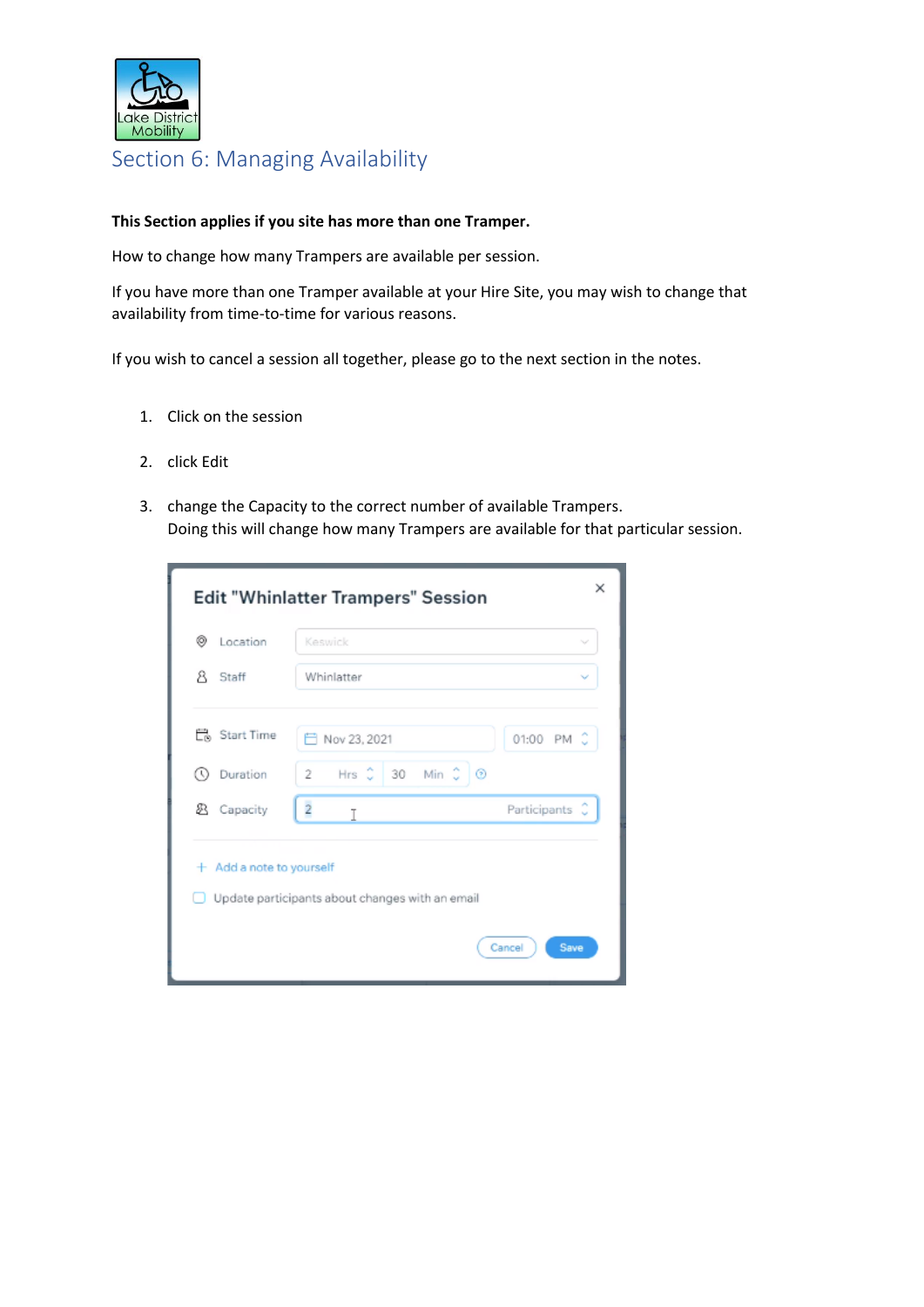# Section 6: Managing Availability

**This Section applies if you site has more than one Tramper.**

How to change how many Trampers are available per session.

If you have more than one Tramper available at your Hire Site, you may wish to change that availability from time-to-time for various reasons.

If you wish to cancel a session all together, please go to the next section in the notes.

1. Click on the session
2. click Edit
3. change the Capacity to the correct number of available Trampers.
   Doing this will change how many Trampers are available for that particular session.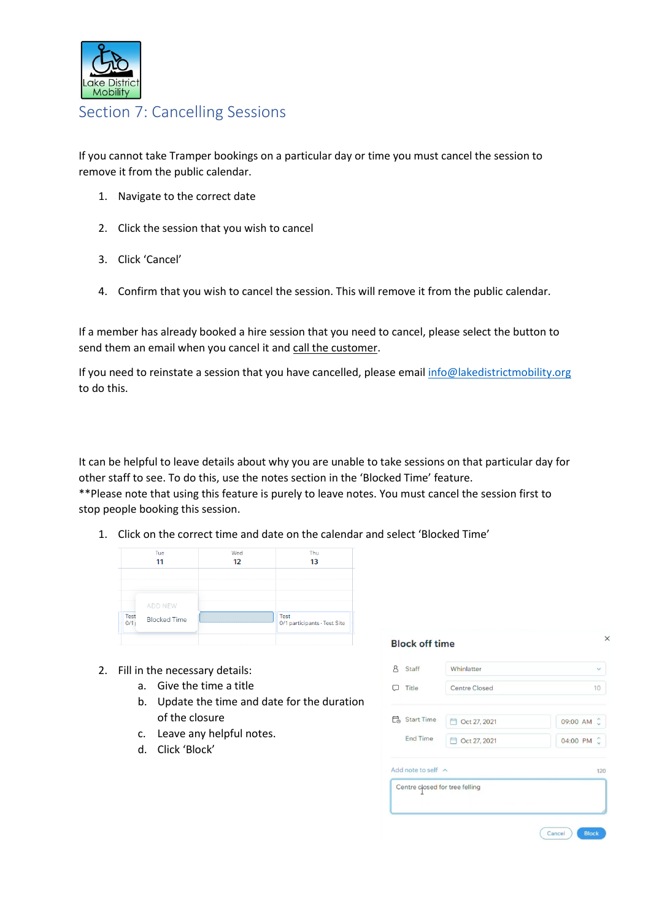# Section 7: Cancelling Sessions

If you cannot take Tramper bookings on a particular day or time you must cancel the session to remove it from the public calendar.

1. Navigate to the correct date
2. Click the session that you wish to cancel
3. Click 'Cancel'
4. Confirm that you wish to cancel the session. This will remove it from the public calendar.

If a member has already booked a hire session that you need to cancel, please select the button to send them an email when you cancel it and call the customer.

If you need to reinstate a session that you have cancelled, please email info@lakedistrictmobility.org to do this.

It can be helpful to leave details about why you are unable to take sessions on that particular day for other staff to see. To do this, use the notes section in the 'Blocked Time' feature.
**Please note that using this feature is purely to leave notes. You must cancel the session first to stop people booking this session.

1. Click on the correct time and date on the calendar and select 'Blocked Time'
2. Fill in the necessary details:
   a. Give the time a title
   b. Update the time and date for the duration of the closure
   c. Leave any helpful notes.
   d. Click 'Block'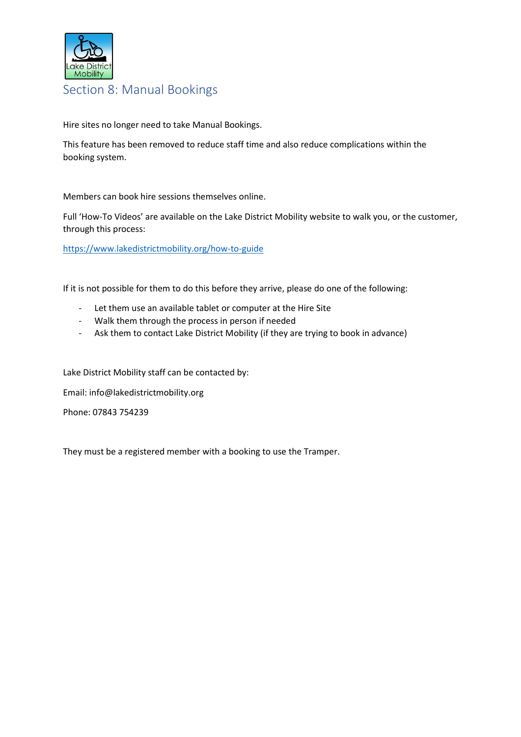# Section 8: Manual Bookings

Hire sites no longer need to take Manual Bookings.

This feature has been removed to reduce staff time and also reduce complications within the booking system.

Members can book hire sessions themselves online.

Full 'How-To Videos' are available on the Lake District Mobility website to walk you, or the customer, through this process:

https://www.lakedistrictmobility.org/how-to-guide

If it is not possible for them to do this before they arrive, please do one of the following:

- Let them use an available tablet or computer at the Hire Site
- Walk them through the process in person if needed
- Ask them to contact Lake District Mobility (if they are trying to book in advance)

Lake District Mobility staff can be contacted by:

Email: info@lakedistrictmobility.org

Phone: 07843 754239

They must be a registered member with a booking to use the Tramper.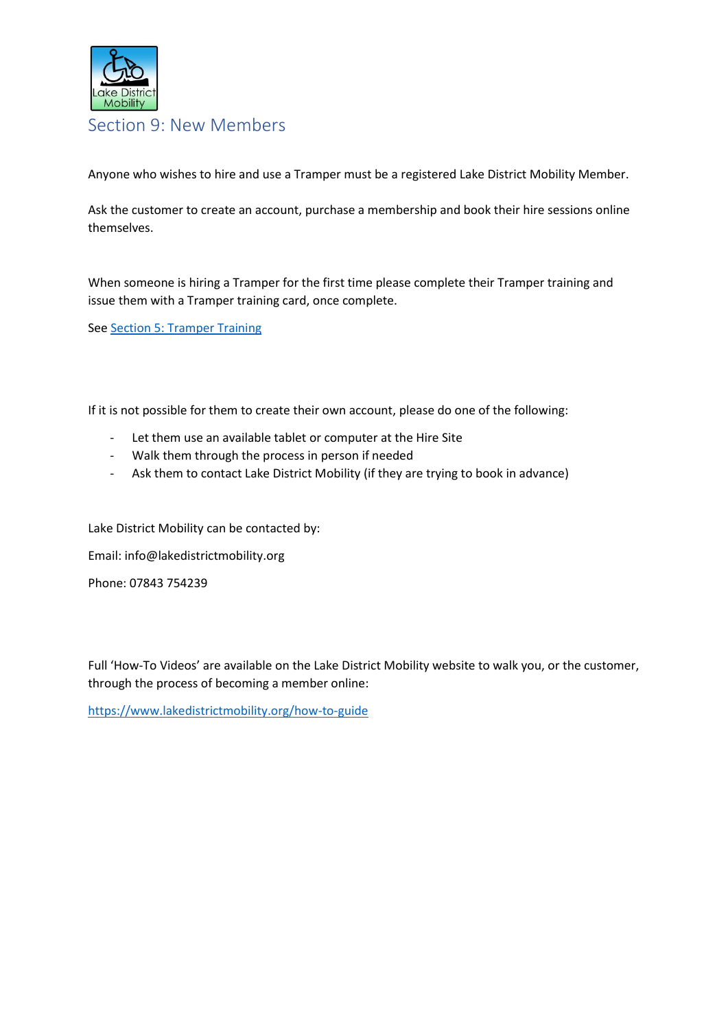# Section 9: New Members

Anyone who wishes to hire and use a Tramper must be a registered Lake District Mobility Member.

Ask the customer to create an account, purchase a membership and book their hire sessions online themselves.

When someone is hiring a Tramper for the first time please complete their Tramper training and issue them with a Tramper training card, once complete.

See [Section 5: Tramper Training]

If it is not possible for them to create their own account, please do one of the following:

- Let them use an available tablet or computer at the Hire Site
- Walk them through the process in person if needed
- Ask them to contact Lake District Mobility (if they are trying to book in advance)

Lake District Mobility can be contacted by:

Email: info@lakedistrictmobility.org

Phone: 07843 754239

Full 'How-To Videos' are available on the Lake District Mobility website to walk you, or the customer, through the process of becoming a member online:

https://www.lakedistrictmobility.org/how-to-guide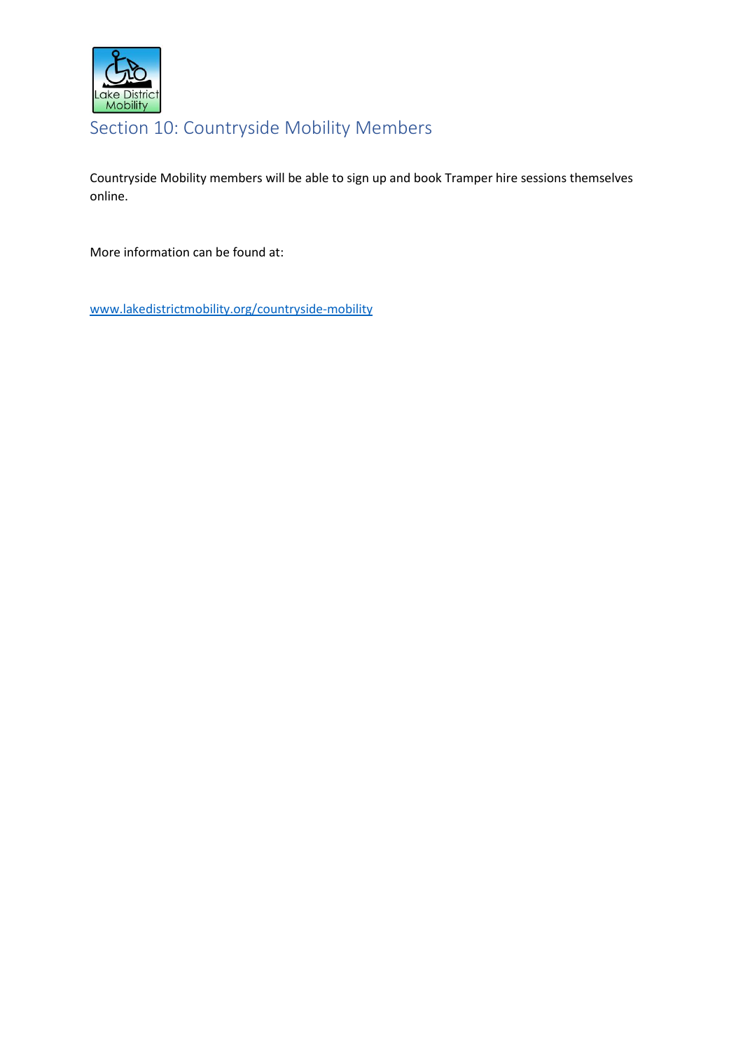# Section 10: Countryside Mobility Members

Countryside Mobility members will be able to sign up and book Tramper hire sessions themselves online.

More information can be found at:

[www.lakedistrictmobility.org/countryside-mobility](http://www.lakedistrictmobility.org/countryside-mobility)